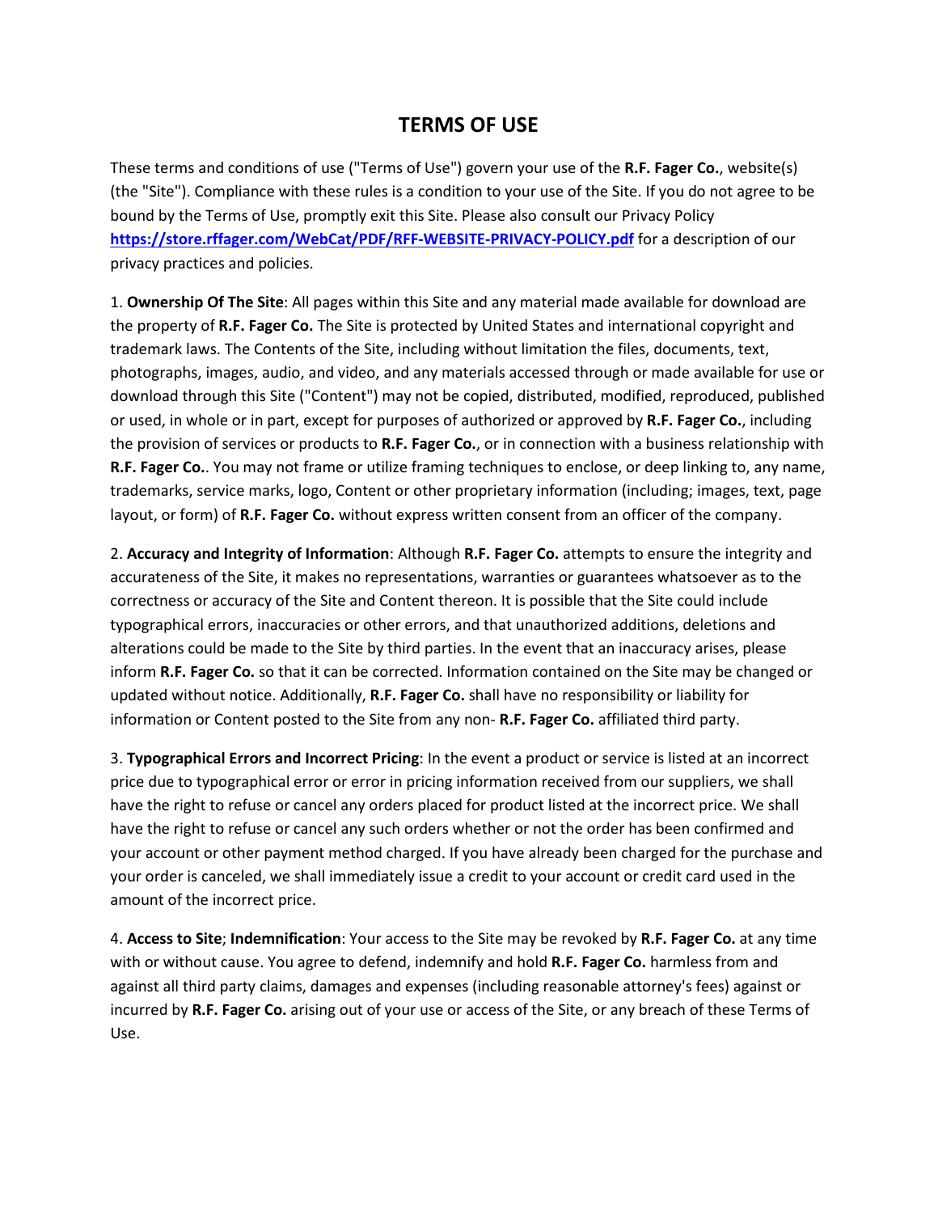# TERMS OF USE

These terms and conditions of use ("Terms of Use") govern your use of the **R.F. Fager Co.**, website(s) (the "Site"). Compliance with these rules is a condition to your use of the Site. If you do not agree to be bound by the Terms of Use, promptly exit this Site. Please also consult our Privacy Policy **https://store.rffager.com/WebCat/PDF/RFF-WEBSITE-PRIVACY-POLICY.pdf** for a description of our privacy practices and policies.

1. **Ownership Of The Site**: All pages within this Site and any material made available for download are the property of **R.F. Fager Co.** The Site is protected by United States and international copyright and trademark laws. The Contents of the Site, including without limitation the files, documents, text, photographs, images, audio, and video, and any materials accessed through or made available for use or download through this Site ("Content") may not be copied, distributed, modified, reproduced, published or used, in whole or in part, except for purposes of authorized or approved by **R.F. Fager Co.**, including the provision of services or products to **R.F. Fager Co.**, or in connection with a business relationship with **R.F. Fager Co.**. You may not frame or utilize framing techniques to enclose, or deep linking to, any name, trademarks, service marks, logo, Content or other proprietary information (including; images, text, page layout, or form) of **R.F. Fager Co.** without express written consent from an officer of the company.

2. **Accuracy and Integrity of Information**: Although **R.F. Fager Co.** attempts to ensure the integrity and accurateness of the Site, it makes no representations, warranties or guarantees whatsoever as to the correctness or accuracy of the Site and Content thereon. It is possible that the Site could include typographical errors, inaccuracies or other errors, and that unauthorized additions, deletions and alterations could be made to the Site by third parties. In the event that an inaccuracy arises, please inform **R.F. Fager Co.** so that it can be corrected. Information contained on the Site may be changed or updated without notice. Additionally, **R.F. Fager Co.** shall have no responsibility or liability for information or Content posted to the Site from any non- **R.F. Fager Co.** affiliated third party.

3. **Typographical Errors and Incorrect Pricing**: In the event a product or service is listed at an incorrect price due to typographical error or error in pricing information received from our suppliers, we shall have the right to refuse or cancel any orders placed for product listed at the incorrect price. We shall have the right to refuse or cancel any such orders whether or not the order has been confirmed and your account or other payment method charged. If you have already been charged for the purchase and your order is canceled, we shall immediately issue a credit to your account or credit card used in the amount of the incorrect price.

4. **Access to Site**; **Indemnification**: Your access to the Site may be revoked by **R.F. Fager Co.** at any time with or without cause. You agree to defend, indemnify and hold **R.F. Fager Co.** harmless from and against all third party claims, damages and expenses (including reasonable attorney's fees) against or incurred by **R.F. Fager Co.** arising out of your use or access of the Site, or any breach of these Terms of Use.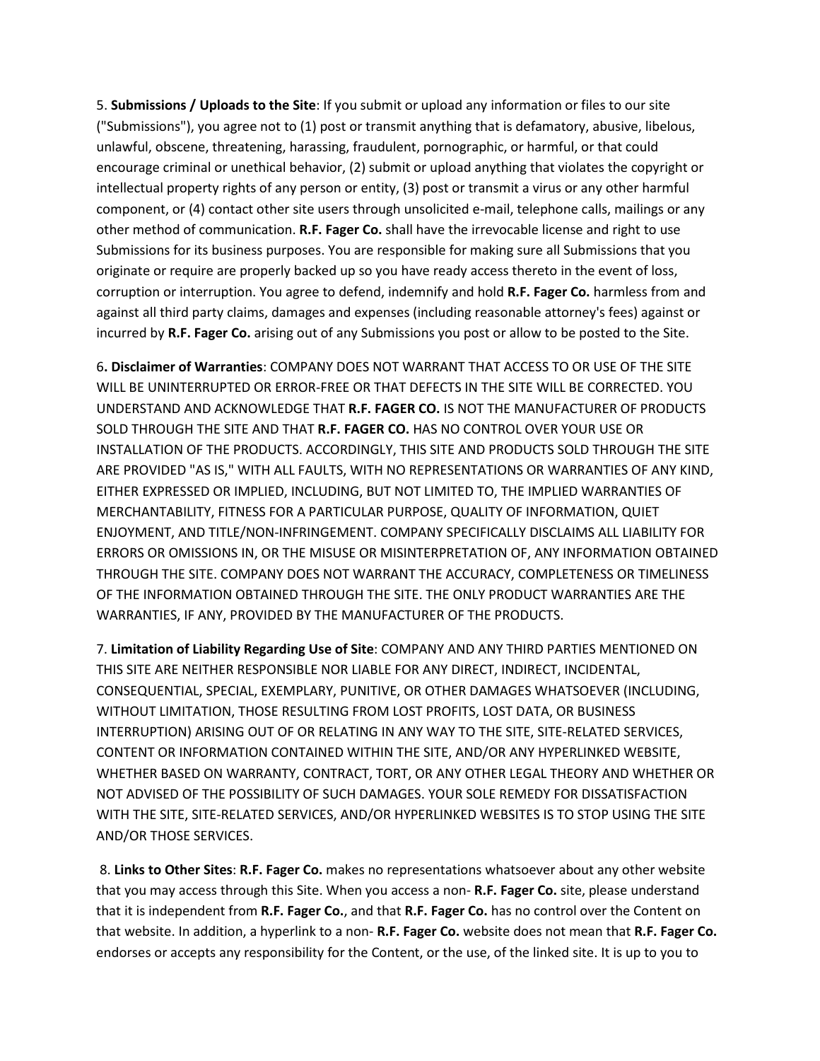5. **Submissions / Uploads to the Site**: If you submit or upload any information or files to our site ("Submissions"), you agree not to (1) post or transmit anything that is defamatory, abusive, libelous, unlawful, obscene, threatening, harassing, fraudulent, pornographic, or harmful, or that could encourage criminal or unethical behavior, (2) submit or upload anything that violates the copyright or intellectual property rights of any person or entity, (3) post or transmit a virus or any other harmful component, or (4) contact other site users through unsolicited e-mail, telephone calls, mailings or any other method of communication. **R.F. Fager Co.** shall have the irrevocable license and right to use Submissions for its business purposes. You are responsible for making sure all Submissions that you originate or require are properly backed up so you have ready access thereto in the event of loss, corruption or interruption. You agree to defend, indemnify and hold **R.F. Fager Co.** harmless from and against all third party claims, damages and expenses (including reasonable attorney's fees) against or incurred by **R.F. Fager Co.** arising out of any Submissions you post or allow to be posted to the Site.

6**. Disclaimer of Warranties**: COMPANY DOES NOT WARRANT THAT ACCESS TO OR USE OF THE SITE WILL BE UNINTERRUPTED OR ERROR-FREE OR THAT DEFECTS IN THE SITE WILL BE CORRECTED. YOU UNDERSTAND AND ACKNOWLEDGE THAT **R.F. FAGER CO.** IS NOT THE MANUFACTURER OF PRODUCTS SOLD THROUGH THE SITE AND THAT **R.F. FAGER CO.** HAS NO CONTROL OVER YOUR USE OR INSTALLATION OF THE PRODUCTS. ACCORDINGLY, THIS SITE AND PRODUCTS SOLD THROUGH THE SITE ARE PROVIDED "AS IS," WITH ALL FAULTS, WITH NO REPRESENTATIONS OR WARRANTIES OF ANY KIND, EITHER EXPRESSED OR IMPLIED, INCLUDING, BUT NOT LIMITED TO, THE IMPLIED WARRANTIES OF MERCHANTABILITY, FITNESS FOR A PARTICULAR PURPOSE, QUALITY OF INFORMATION, QUIET ENJOYMENT, AND TITLE/NON-INFRINGEMENT. COMPANY SPECIFICALLY DISCLAIMS ALL LIABILITY FOR ERRORS OR OMISSIONS IN, OR THE MISUSE OR MISINTERPRETATION OF, ANY INFORMATION OBTAINED THROUGH THE SITE. COMPANY DOES NOT WARRANT THE ACCURACY, COMPLETENESS OR TIMELINESS OF THE INFORMATION OBTAINED THROUGH THE SITE. THE ONLY PRODUCT WARRANTIES ARE THE WARRANTIES, IF ANY, PROVIDED BY THE MANUFACTURER OF THE PRODUCTS.

7. **Limitation of Liability Regarding Use of Site**: COMPANY AND ANY THIRD PARTIES MENTIONED ON THIS SITE ARE NEITHER RESPONSIBLE NOR LIABLE FOR ANY DIRECT, INDIRECT, INCIDENTAL, CONSEQUENTIAL, SPECIAL, EXEMPLARY, PUNITIVE, OR OTHER DAMAGES WHATSOEVER (INCLUDING, WITHOUT LIMITATION, THOSE RESULTING FROM LOST PROFITS, LOST DATA, OR BUSINESS INTERRUPTION) ARISING OUT OF OR RELATING IN ANY WAY TO THE SITE, SITE-RELATED SERVICES, CONTENT OR INFORMATION CONTAINED WITHIN THE SITE, AND/OR ANY HYPERLINKED WEBSITE, WHETHER BASED ON WARRANTY, CONTRACT, TORT, OR ANY OTHER LEGAL THEORY AND WHETHER OR NOT ADVISED OF THE POSSIBILITY OF SUCH DAMAGES. YOUR SOLE REMEDY FOR DISSATISFACTION WITH THE SITE, SITE-RELATED SERVICES, AND/OR HYPERLINKED WEBSITES IS TO STOP USING THE SITE AND/OR THOSE SERVICES.

8. **Links to Other Sites**: **R.F. Fager Co.** makes no representations whatsoever about any other website that you may access through this Site. When you access a non- **R.F. Fager Co.** site, please understand that it is independent from **R.F. Fager Co.**, and that **R.F. Fager Co.** has no control over the Content on that website. In addition, a hyperlink to a non- **R.F. Fager Co.** website does not mean that **R.F. Fager Co.** endorses or accepts any responsibility for the Content, or the use, of the linked site. It is up to you to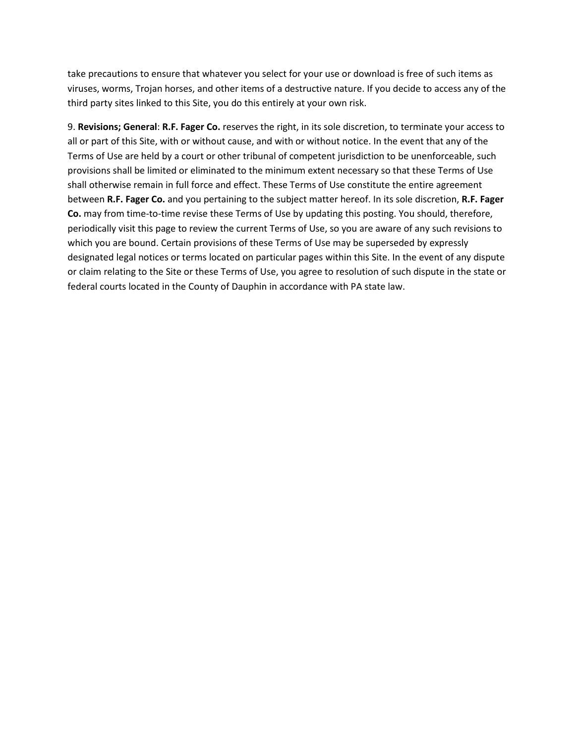take precautions to ensure that whatever you select for your use or download is free of such items as viruses, worms, Trojan horses, and other items of a destructive nature. If you decide to access any of the third party sites linked to this Site, you do this entirely at your own risk.

9. **Revisions; General**: **R.F. Fager Co.** reserves the right, in its sole discretion, to terminate your access to all or part of this Site, with or without cause, and with or without notice. In the event that any of the Terms of Use are held by a court or other tribunal of competent jurisdiction to be unenforceable, such provisions shall be limited or eliminated to the minimum extent necessary so that these Terms of Use shall otherwise remain in full force and effect. These Terms of Use constitute the entire agreement between **R.F. Fager Co.** and you pertaining to the subject matter hereof. In its sole discretion, **R.F. Fager Co.** may from time-to-time revise these Terms of Use by updating this posting. You should, therefore, periodically visit this page to review the current Terms of Use, so you are aware of any such revisions to which you are bound. Certain provisions of these Terms of Use may be superseded by expressly designated legal notices or terms located on particular pages within this Site. In the event of any dispute or claim relating to the Site or these Terms of Use, you agree to resolution of such dispute in the state or federal courts located in the County of Dauphin in accordance with PA state law.